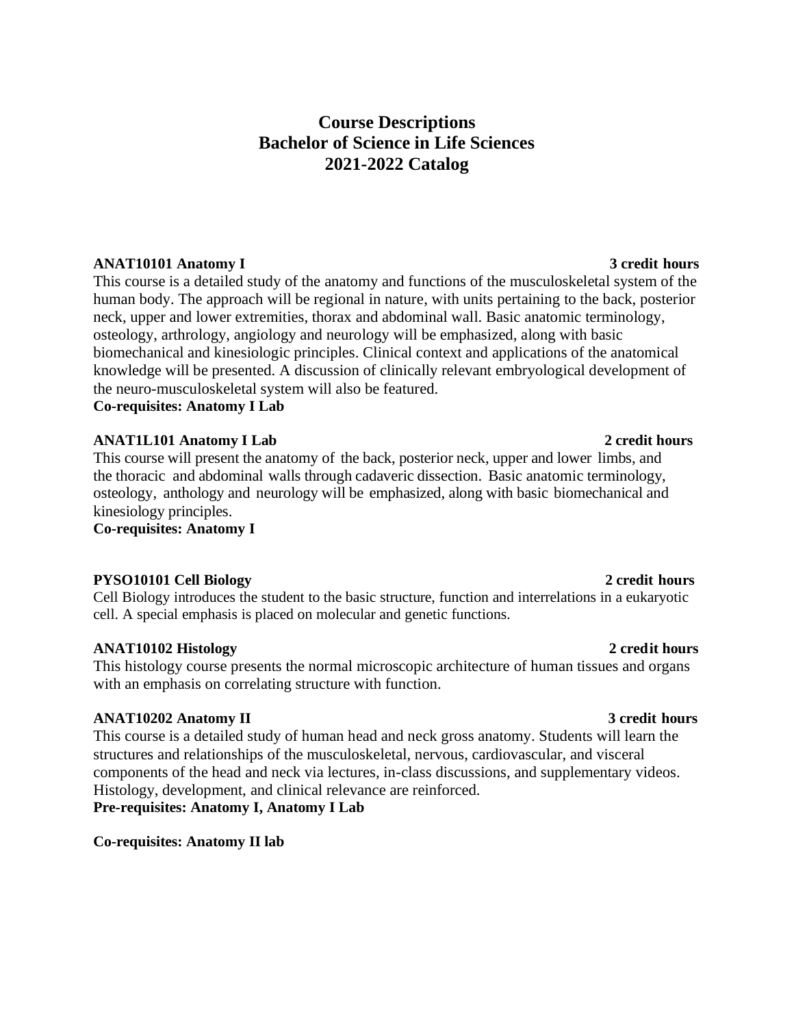# Course Descriptions
# Bachelor of Science in Life Sciences
# 2021-2022 Catalog

**ANAT10101 Anatomy I** **3 credit hours**

This course is a detailed study of the anatomy and functions of the musculoskeletal system of the human body. The approach will be regional in nature, with units pertaining to the back, posterior neck, upper and lower extremities, thorax and abdominal wall. Basic anatomic terminology, osteology, arthrology, angiology and neurology will be emphasized, along with basic biomechanical and kinesiologic principles. Clinical context and applications of the anatomical knowledge will be presented. A discussion of clinically relevant embryological development of the neuro-musculoskeletal system will also be featured.

**Co-requisites: Anatomy I Lab**

**ANAT1L101 Anatomy I Lab** **2 credit hours**

This course will present the anatomy of the back, posterior neck, upper and lower limbs, and the thoracic and abdominal walls through cadaveric dissection. Basic anatomic terminology, osteology, anthology and neurology will be emphasized, along with basic biomechanical and kinesiology principles.

**Co-requisites: Anatomy I**

**PYSO10101 Cell Biology** **2 credit hours**

Cell Biology introduces the student to the basic structure, function and interrelations in a eukaryotic cell. A special emphasis is placed on molecular and genetic functions.

**ANAT10102 Histology** **2 credit hours**

This histology course presents the normal microscopic architecture of human tissues and organs with an emphasis on correlating structure with function.

**ANAT10202 Anatomy II** **3 credit hours**

This course is a detailed study of human head and neck gross anatomy. Students will learn the structures and relationships of the musculoskeletal, nervous, cardiovascular, and visceral components of the head and neck via lectures, in-class discussions, and supplementary videos. Histology, development, and clinical relevance are reinforced.

**Pre-requisites: Anatomy I, Anatomy I Lab**

**Co-requisites: Anatomy II lab**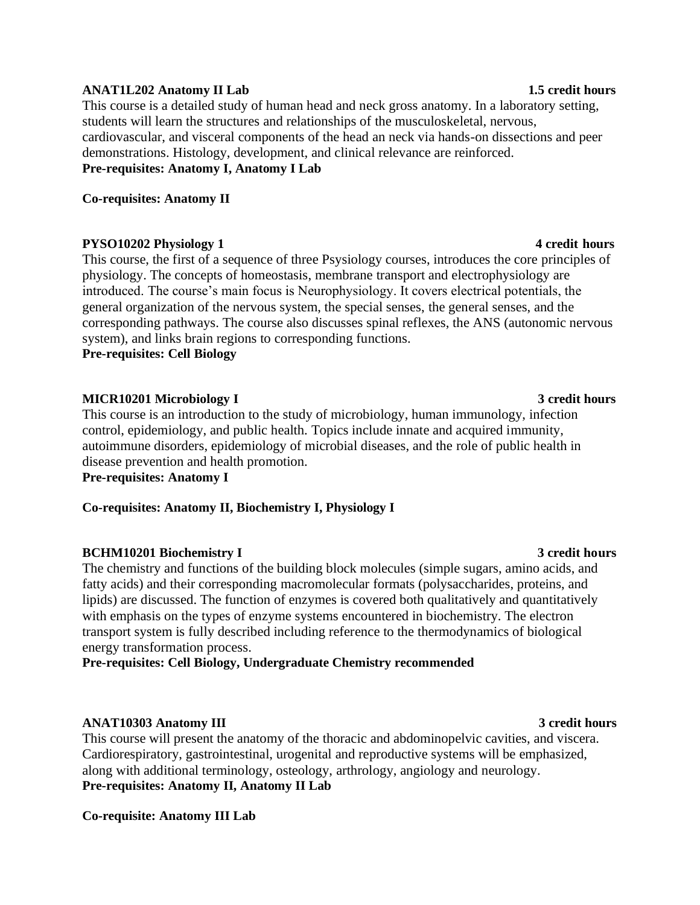**ANAT1L202 Anatomy II Lab** **1.5 credit hours**

This course is a detailed study of human head and neck gross anatomy. In a laboratory setting, students will learn the structures and relationships of the musculoskeletal, nervous, cardiovascular, and visceral components of the head an neck via hands-on dissections and peer demonstrations. Histology, development, and clinical relevance are reinforced.

**Pre-requisites: Anatomy I, Anatomy I Lab**

**Co-requisites: Anatomy II**

**PYSO10202 Physiology 1** **4 credit hours**

This course, the first of a sequence of three Psysiology courses, introduces the core principles of physiology. The concepts of homeostasis, membrane transport and electrophysiology are introduced. The course's main focus is Neurophysiology. It covers electrical potentials, the general organization of the nervous system, the special senses, the general senses, and the corresponding pathways. The course also discusses spinal reflexes, the ANS (autonomic nervous system), and links brain regions to corresponding functions.

**Pre-requisites: Cell Biology**

**MICR10201 Microbiology I** **3 credit hours**

This course is an introduction to the study of microbiology, human immunology, infection control, epidemiology, and public health. Topics include innate and acquired immunity, autoimmune disorders, epidemiology of microbial diseases, and the role of public health in disease prevention and health promotion.

**Pre-requisites: Anatomy I**

**Co-requisites: Anatomy II, Biochemistry I, Physiology I**

**BCHM10201 Biochemistry I** **3 credit hours**

The chemistry and functions of the building block molecules (simple sugars, amino acids, and fatty acids) and their corresponding macromolecular formats (polysaccharides, proteins, and lipids) are discussed. The function of enzymes is covered both qualitatively and quantitatively with emphasis on the types of enzyme systems encountered in biochemistry. The electron transport system is fully described including reference to the thermodynamics of biological energy transformation process.

**Pre-requisites: Cell Biology, Undergraduate Chemistry recommended**

**ANAT10303 Anatomy III** **3 credit hours**

This course will present the anatomy of the thoracic and abdominopelvic cavities, and viscera. Cardiorespiratory, gastrointestinal, urogenital and reproductive systems will be emphasized, along with additional terminology, osteology, arthrology, angiology and neurology.

**Pre-requisites: Anatomy II, Anatomy II Lab**

**Co-requisite: Anatomy III Lab**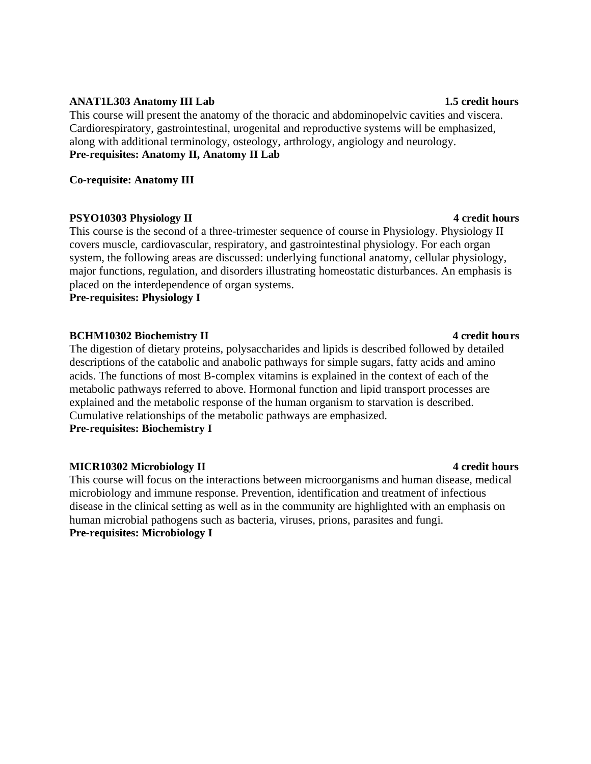**ANAT1L303 Anatomy III Lab** **1.5 credit hours**

This course will present the anatomy of the thoracic and abdominopelvic cavities and viscera. Cardiorespiratory, gastrointestinal, urogenital and reproductive systems will be emphasized, along with additional terminology, osteology, arthrology, angiology and neurology.

**Pre-requisites: Anatomy II, Anatomy II Lab**

**Co-requisite: Anatomy III**

**PSYO10303 Physiology II** **4 credit hours**

This course is the second of a three-trimester sequence of course in Physiology. Physiology II covers muscle, cardiovascular, respiratory, and gastrointestinal physiology. For each organ system, the following areas are discussed: underlying functional anatomy, cellular physiology, major functions, regulation, and disorders illustrating homeostatic disturbances. An emphasis is placed on the interdependence of organ systems.

**Pre-requisites: Physiology I**

**BCHM10302 Biochemistry II** **4 credit hours**

The digestion of dietary proteins, polysaccharides and lipids is described followed by detailed descriptions of the catabolic and anabolic pathways for simple sugars, fatty acids and amino acids. The functions of most B-complex vitamins is explained in the context of each of the metabolic pathways referred to above. Hormonal function and lipid transport processes are explained and the metabolic response of the human organism to starvation is described. Cumulative relationships of the metabolic pathways are emphasized.

**Pre-requisites: Biochemistry I**

**MICR10302 Microbiology II** **4 credit hours**

This course will focus on the interactions between microorganisms and human disease, medical microbiology and immune response. Prevention, identification and treatment of infectious disease in the clinical setting as well as in the community are highlighted with an emphasis on human microbial pathogens such as bacteria, viruses, prions, parasites and fungi.

**Pre-requisites: Microbiology I**